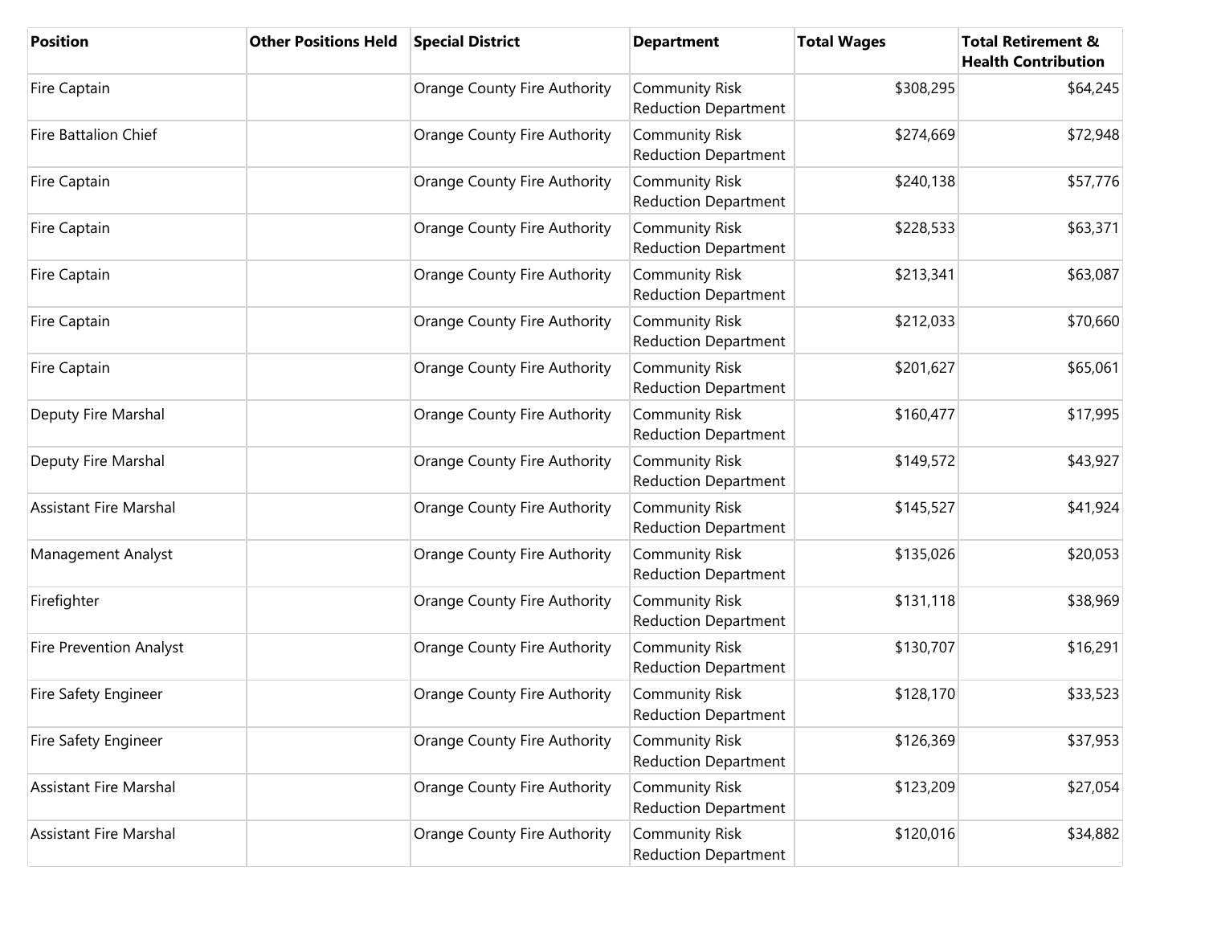| Position | Other Positions Held | Special District | Department | Total Wages | Total Retirement & Health Contribution |
|---|---|---|---|---|---|
| Fire Captain | | Orange County Fire Authority | Community Risk Reduction Department | $308,295 | $64,245 |
| Fire Battalion Chief | | Orange County Fire Authority | Community Risk Reduction Department | $274,669 | $72,948 |
| Fire Captain | | Orange County Fire Authority | Community Risk Reduction Department | $240,138 | $57,776 |
| Fire Captain | | Orange County Fire Authority | Community Risk Reduction Department | $228,533 | $63,371 |
| Fire Captain | | Orange County Fire Authority | Community Risk Reduction Department | $213,341 | $63,087 |
| Fire Captain | | Orange County Fire Authority | Community Risk Reduction Department | $212,033 | $70,660 |
| Fire Captain | | Orange County Fire Authority | Community Risk Reduction Department | $201,627 | $65,061 |
| Deputy Fire Marshal | | Orange County Fire Authority | Community Risk Reduction Department | $160,477 | $17,995 |
| Deputy Fire Marshal | | Orange County Fire Authority | Community Risk Reduction Department | $149,572 | $43,927 |
| Assistant Fire Marshal | | Orange County Fire Authority | Community Risk Reduction Department | $145,527 | $41,924 |
| Management Analyst | | Orange County Fire Authority | Community Risk Reduction Department | $135,026 | $20,053 |
| Firefighter | | Orange County Fire Authority | Community Risk Reduction Department | $131,118 | $38,969 |
| Fire Prevention Analyst | | Orange County Fire Authority | Community Risk Reduction Department | $130,707 | $16,291 |
| Fire Safety Engineer | | Orange County Fire Authority | Community Risk Reduction Department | $128,170 | $33,523 |
| Fire Safety Engineer | | Orange County Fire Authority | Community Risk Reduction Department | $126,369 | $37,953 |
| Assistant Fire Marshal | | Orange County Fire Authority | Community Risk Reduction Department | $123,209 | $27,054 |
| Assistant Fire Marshal | | Orange County Fire Authority | Community Risk Reduction Department | $120,016 | $34,882 |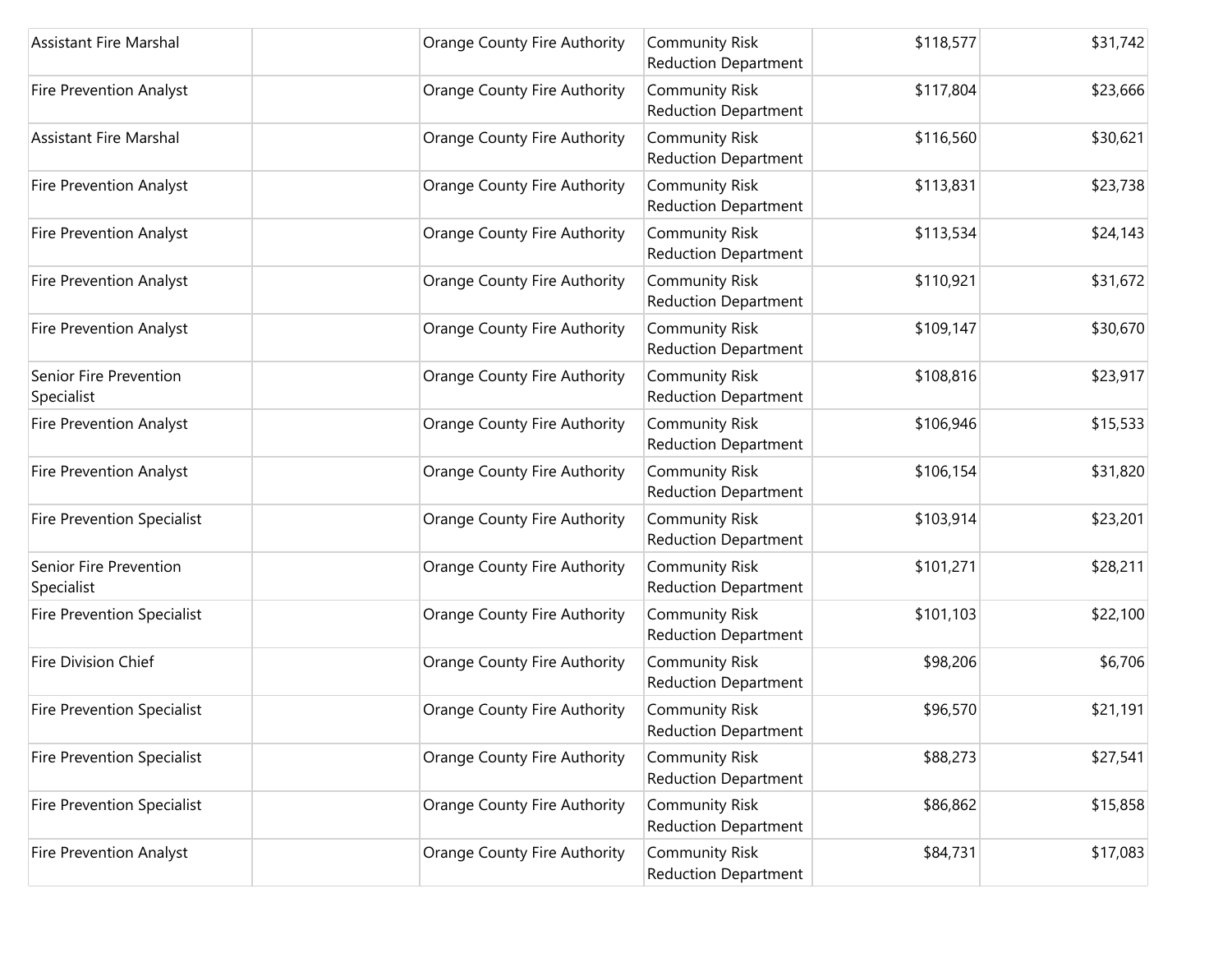| | | | | | |
|---|---|---|---|---|---|
| Assistant Fire Marshal | | Orange County Fire Authority | Community Risk Reduction Department | $118,577 | $31,742 |
| Fire Prevention Analyst | | Orange County Fire Authority | Community Risk Reduction Department | $117,804 | $23,666 |
| Assistant Fire Marshal | | Orange County Fire Authority | Community Risk Reduction Department | $116,560 | $30,621 |
| Fire Prevention Analyst | | Orange County Fire Authority | Community Risk Reduction Department | $113,831 | $23,738 |
| Fire Prevention Analyst | | Orange County Fire Authority | Community Risk Reduction Department | $113,534 | $24,143 |
| Fire Prevention Analyst | | Orange County Fire Authority | Community Risk Reduction Department | $110,921 | $31,672 |
| Fire Prevention Analyst | | Orange County Fire Authority | Community Risk Reduction Department | $109,147 | $30,670 |
| Senior Fire Prevention Specialist | | Orange County Fire Authority | Community Risk Reduction Department | $108,816 | $23,917 |
| Fire Prevention Analyst | | Orange County Fire Authority | Community Risk Reduction Department | $106,946 | $15,533 |
| Fire Prevention Analyst | | Orange County Fire Authority | Community Risk Reduction Department | $106,154 | $31,820 |
| Fire Prevention Specialist | | Orange County Fire Authority | Community Risk Reduction Department | $103,914 | $23,201 |
| Senior Fire Prevention Specialist | | Orange County Fire Authority | Community Risk Reduction Department | $101,271 | $28,211 |
| Fire Prevention Specialist | | Orange County Fire Authority | Community Risk Reduction Department | $101,103 | $22,100 |
| Fire Division Chief | | Orange County Fire Authority | Community Risk Reduction Department | $98,206 | $6,706 |
| Fire Prevention Specialist | | Orange County Fire Authority | Community Risk Reduction Department | $96,570 | $21,191 |
| Fire Prevention Specialist | | Orange County Fire Authority | Community Risk Reduction Department | $88,273 | $27,541 |
| Fire Prevention Specialist | | Orange County Fire Authority | Community Risk Reduction Department | $86,862 | $15,858 |
| Fire Prevention Analyst | | Orange County Fire Authority | Community Risk Reduction Department | $84,731 | $17,083 |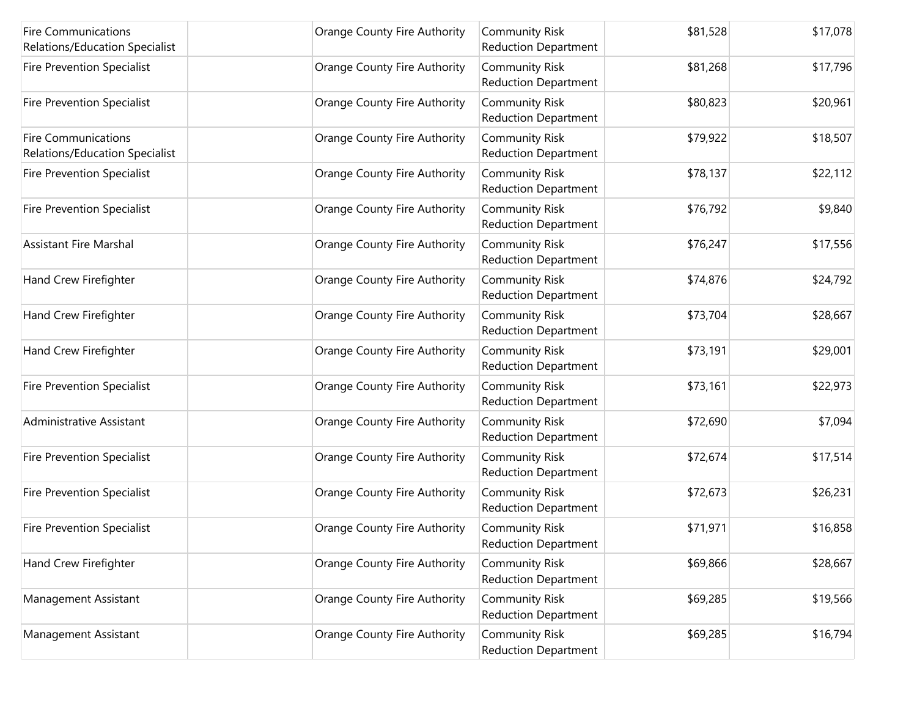| | | | | | |
|---|---|---|---|---|---|
| Fire Communications Relations/Education Specialist | | Orange County Fire Authority | Community Risk Reduction Department | $81,528 | $17,078 |
| Fire Prevention Specialist | | Orange County Fire Authority | Community Risk Reduction Department | $81,268 | $17,796 |
| Fire Prevention Specialist | | Orange County Fire Authority | Community Risk Reduction Department | $80,823 | $20,961 |
| Fire Communications Relations/Education Specialist | | Orange County Fire Authority | Community Risk Reduction Department | $79,922 | $18,507 |
| Fire Prevention Specialist | | Orange County Fire Authority | Community Risk Reduction Department | $78,137 | $22,112 |
| Fire Prevention Specialist | | Orange County Fire Authority | Community Risk Reduction Department | $76,792 | $9,840 |
| Assistant Fire Marshal | | Orange County Fire Authority | Community Risk Reduction Department | $76,247 | $17,556 |
| Hand Crew Firefighter | | Orange County Fire Authority | Community Risk Reduction Department | $74,876 | $24,792 |
| Hand Crew Firefighter | | Orange County Fire Authority | Community Risk Reduction Department | $73,704 | $28,667 |
| Hand Crew Firefighter | | Orange County Fire Authority | Community Risk Reduction Department | $73,191 | $29,001 |
| Fire Prevention Specialist | | Orange County Fire Authority | Community Risk Reduction Department | $73,161 | $22,973 |
| Administrative Assistant | | Orange County Fire Authority | Community Risk Reduction Department | $72,690 | $7,094 |
| Fire Prevention Specialist | | Orange County Fire Authority | Community Risk Reduction Department | $72,674 | $17,514 |
| Fire Prevention Specialist | | Orange County Fire Authority | Community Risk Reduction Department | $72,673 | $26,231 |
| Fire Prevention Specialist | | Orange County Fire Authority | Community Risk Reduction Department | $71,971 | $16,858 |
| Hand Crew Firefighter | | Orange County Fire Authority | Community Risk Reduction Department | $69,866 | $28,667 |
| Management Assistant | | Orange County Fire Authority | Community Risk Reduction Department | $69,285 | $19,566 |
| Management Assistant | | Orange County Fire Authority | Community Risk Reduction Department | $69,285 | $16,794 |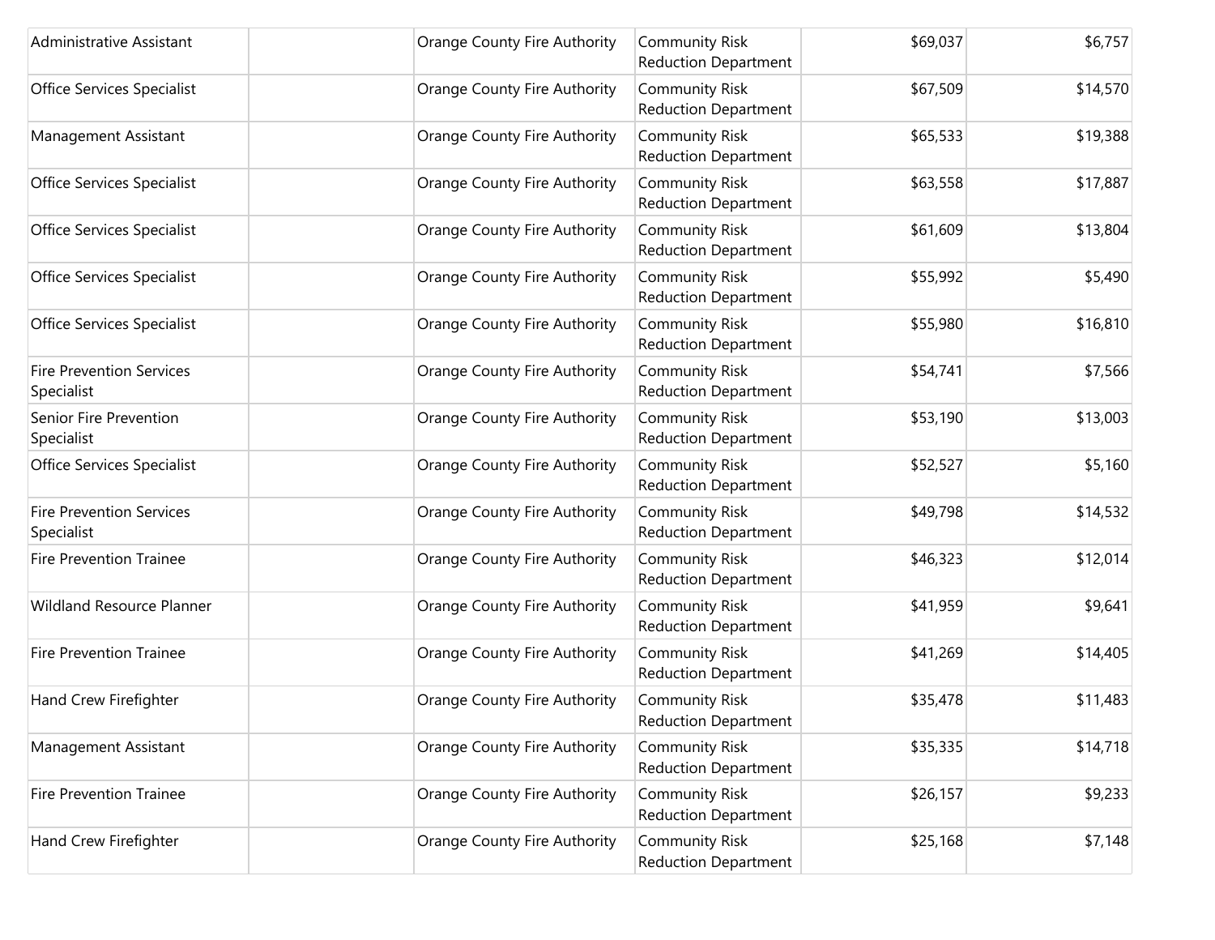| | | | | | |
|---|---|---|---|---|---|
| Administrative Assistant | | Orange County Fire Authority | Community Risk Reduction Department | $69,037 | $6,757 |
| Office Services Specialist | | Orange County Fire Authority | Community Risk Reduction Department | $67,509 | $14,570 |
| Management Assistant | | Orange County Fire Authority | Community Risk Reduction Department | $65,533 | $19,388 |
| Office Services Specialist | | Orange County Fire Authority | Community Risk Reduction Department | $63,558 | $17,887 |
| Office Services Specialist | | Orange County Fire Authority | Community Risk Reduction Department | $61,609 | $13,804 |
| Office Services Specialist | | Orange County Fire Authority | Community Risk Reduction Department | $55,992 | $5,490 |
| Office Services Specialist | | Orange County Fire Authority | Community Risk Reduction Department | $55,980 | $16,810 |
| Fire Prevention Services Specialist | | Orange County Fire Authority | Community Risk Reduction Department | $54,741 | $7,566 |
| Senior Fire Prevention Specialist | | Orange County Fire Authority | Community Risk Reduction Department | $53,190 | $13,003 |
| Office Services Specialist | | Orange County Fire Authority | Community Risk Reduction Department | $52,527 | $5,160 |
| Fire Prevention Services Specialist | | Orange County Fire Authority | Community Risk Reduction Department | $49,798 | $14,532 |
| Fire Prevention Trainee | | Orange County Fire Authority | Community Risk Reduction Department | $46,323 | $12,014 |
| Wildland Resource Planner | | Orange County Fire Authority | Community Risk Reduction Department | $41,959 | $9,641 |
| Fire Prevention Trainee | | Orange County Fire Authority | Community Risk Reduction Department | $41,269 | $14,405 |
| Hand Crew Firefighter | | Orange County Fire Authority | Community Risk Reduction Department | $35,478 | $11,483 |
| Management Assistant | | Orange County Fire Authority | Community Risk Reduction Department | $35,335 | $14,718 |
| Fire Prevention Trainee | | Orange County Fire Authority | Community Risk Reduction Department | $26,157 | $9,233 |
| Hand Crew Firefighter | | Orange County Fire Authority | Community Risk Reduction Department | $25,168 | $7,148 |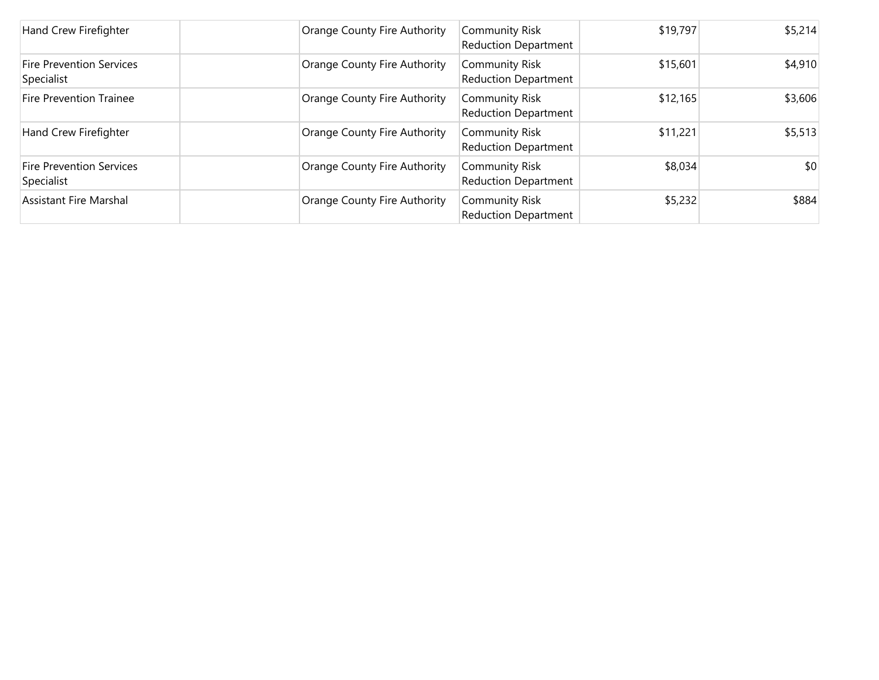| | | | | | |
|---|---|---|---|---|---|
| Hand Crew Firefighter | | Orange County Fire Authority | Community Risk Reduction Department | $19,797 | $5,214 |
| Fire Prevention Services Specialist | | Orange County Fire Authority | Community Risk Reduction Department | $15,601 | $4,910 |
| Fire Prevention Trainee | | Orange County Fire Authority | Community Risk Reduction Department | $12,165 | $3,606 |
| Hand Crew Firefighter | | Orange County Fire Authority | Community Risk Reduction Department | $11,221 | $5,513 |
| Fire Prevention Services Specialist | | Orange County Fire Authority | Community Risk Reduction Department | $8,034 | $0 |
| Assistant Fire Marshal | | Orange County Fire Authority | Community Risk Reduction Department | $5,232 | $884 |